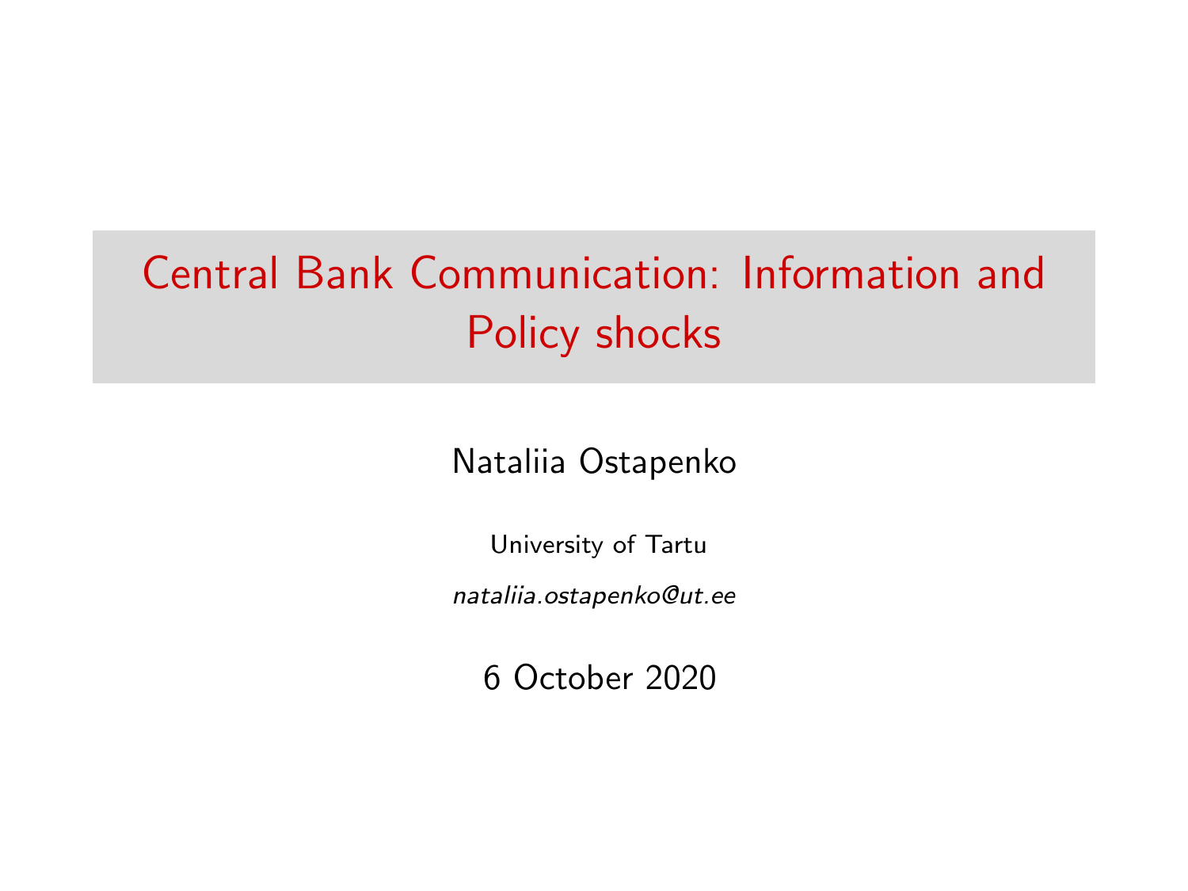# Central Bank Communication: Information and Policy shocks

Nataliia Ostapenko

University of Tartu

*nataliia.ostapenko@ut.ee*

6 October 2020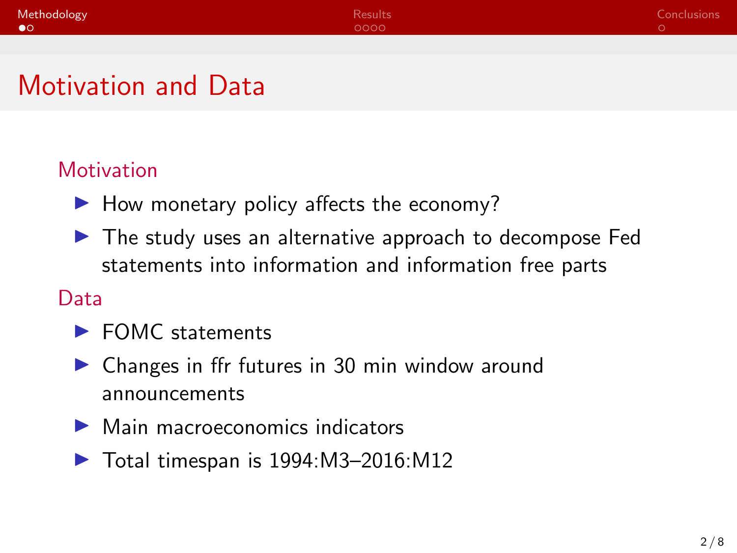# Motivation and Data

## Motivation

- How monetary policy affects the economy?
- The study uses an alternative approach to decompose Fed statements into information and information free parts

## Data

- FOMC statements
- Changes in ffr futures in 30 min window around announcements
- Main macroeconomics indicators
- Total timespan is 1994:M3–2016:M12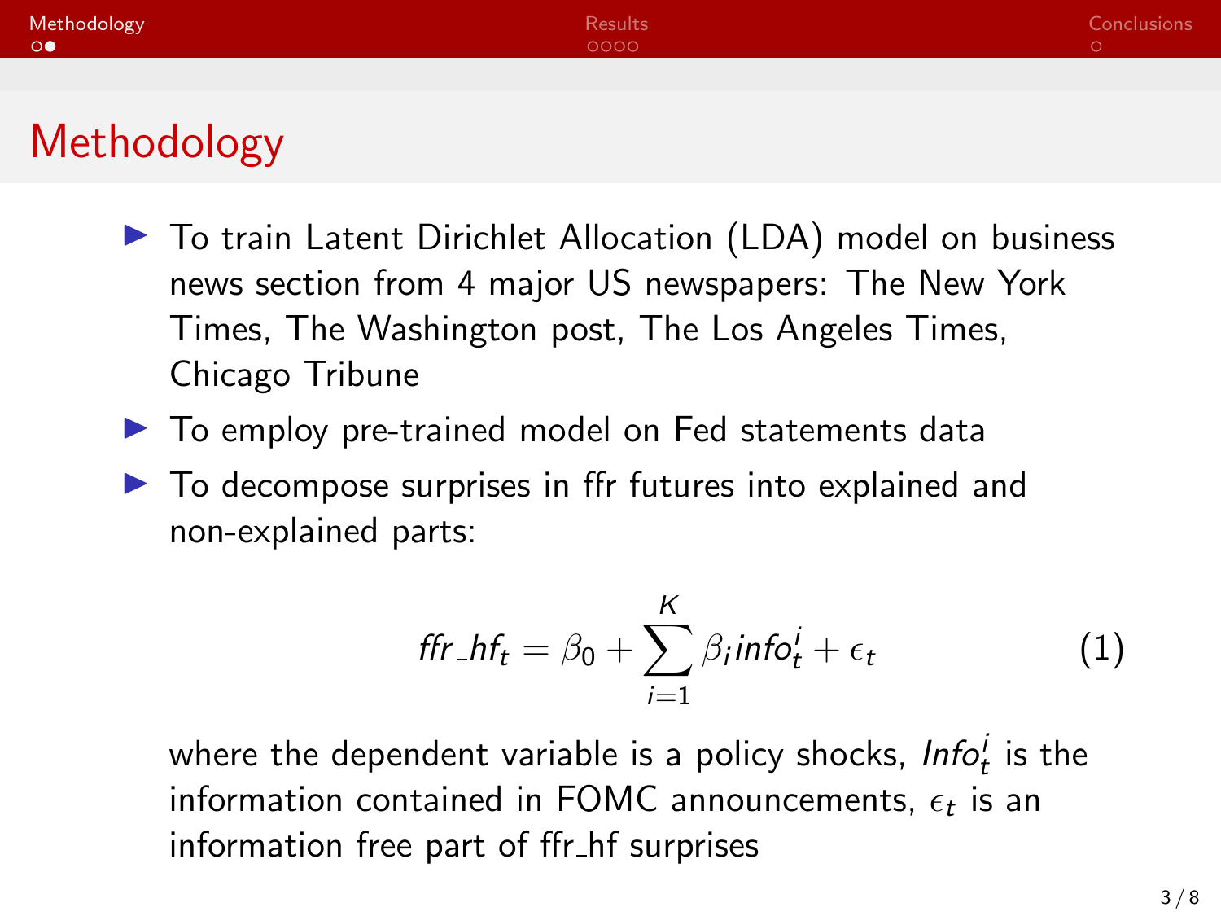# Methodology

- To train Latent Dirichlet Allocation (LDA) model on business news section from 4 major US newspapers: The New York Times, The Washington post, The Los Angeles Times, Chicago Tribune
- To employ pre-trained model on Fed statements data
- To decompose surprises in ffr futures into explained and non-explained parts:

$$ffr\_hf_t = \beta_0 + \sum_{i=1}^{K} \beta_i info_t^i + \epsilon_t \tag{1}$$

where the dependent variable is a policy shocks, $Info_t^i$ is the information contained in FOMC announcements, $\epsilon_t$ is an information free part of ffr_hf surprises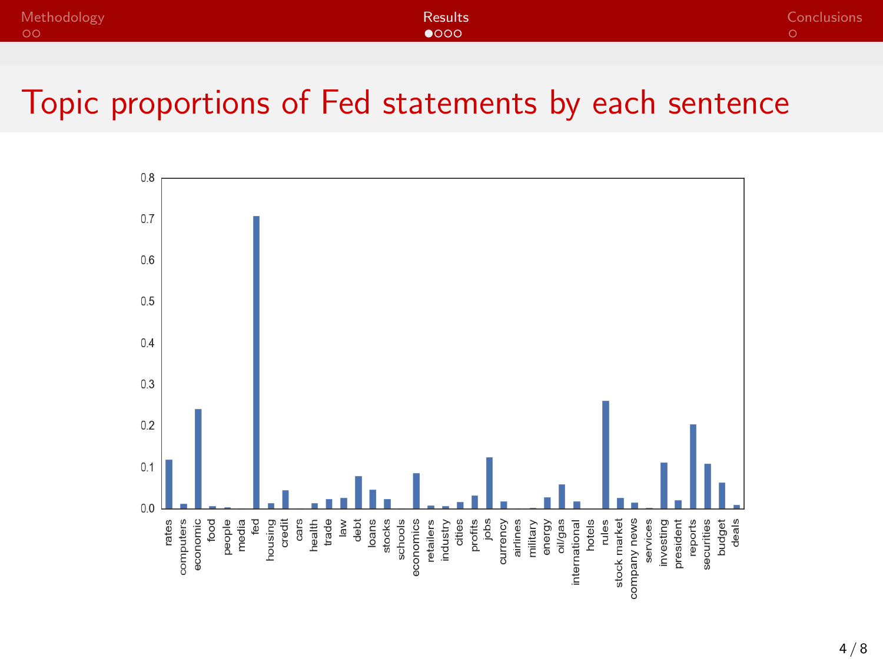# Topic proportions of Fed statements by each sentence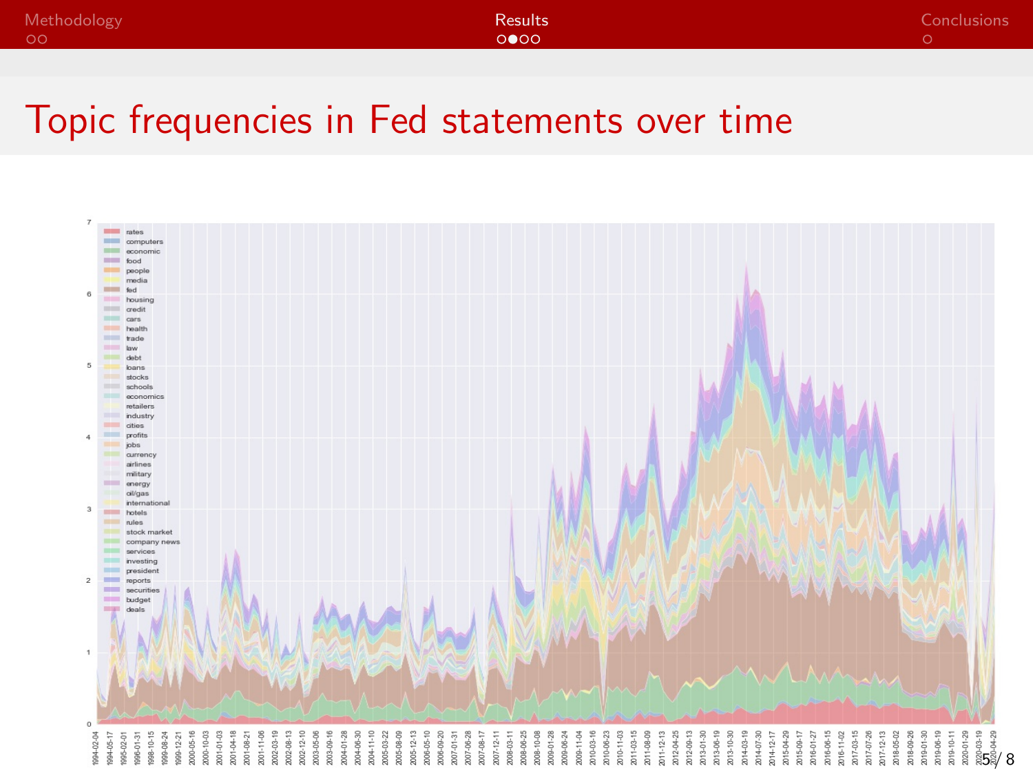# Topic frequencies in Fed statements over time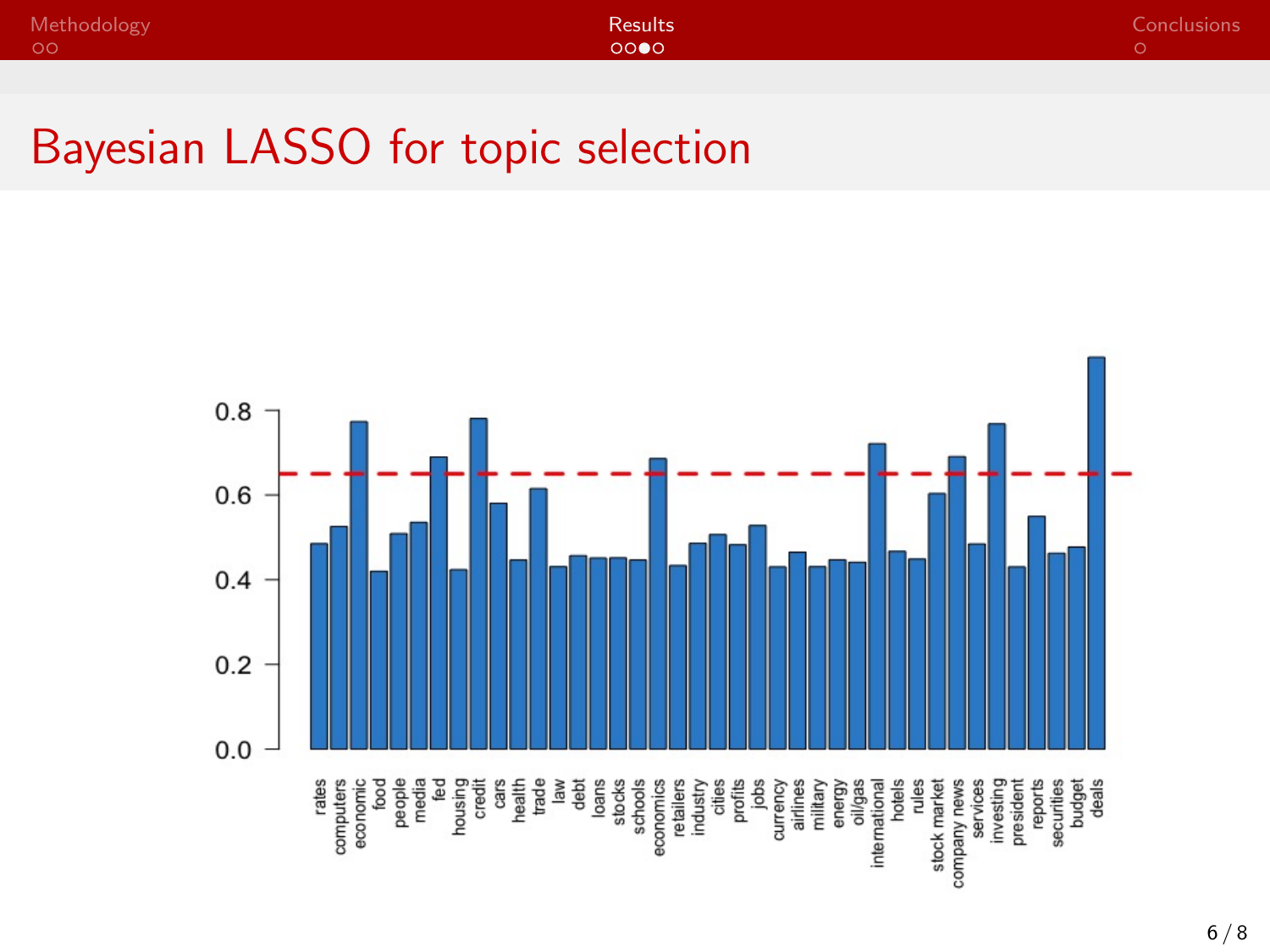# Bayesian LASSO for topic selection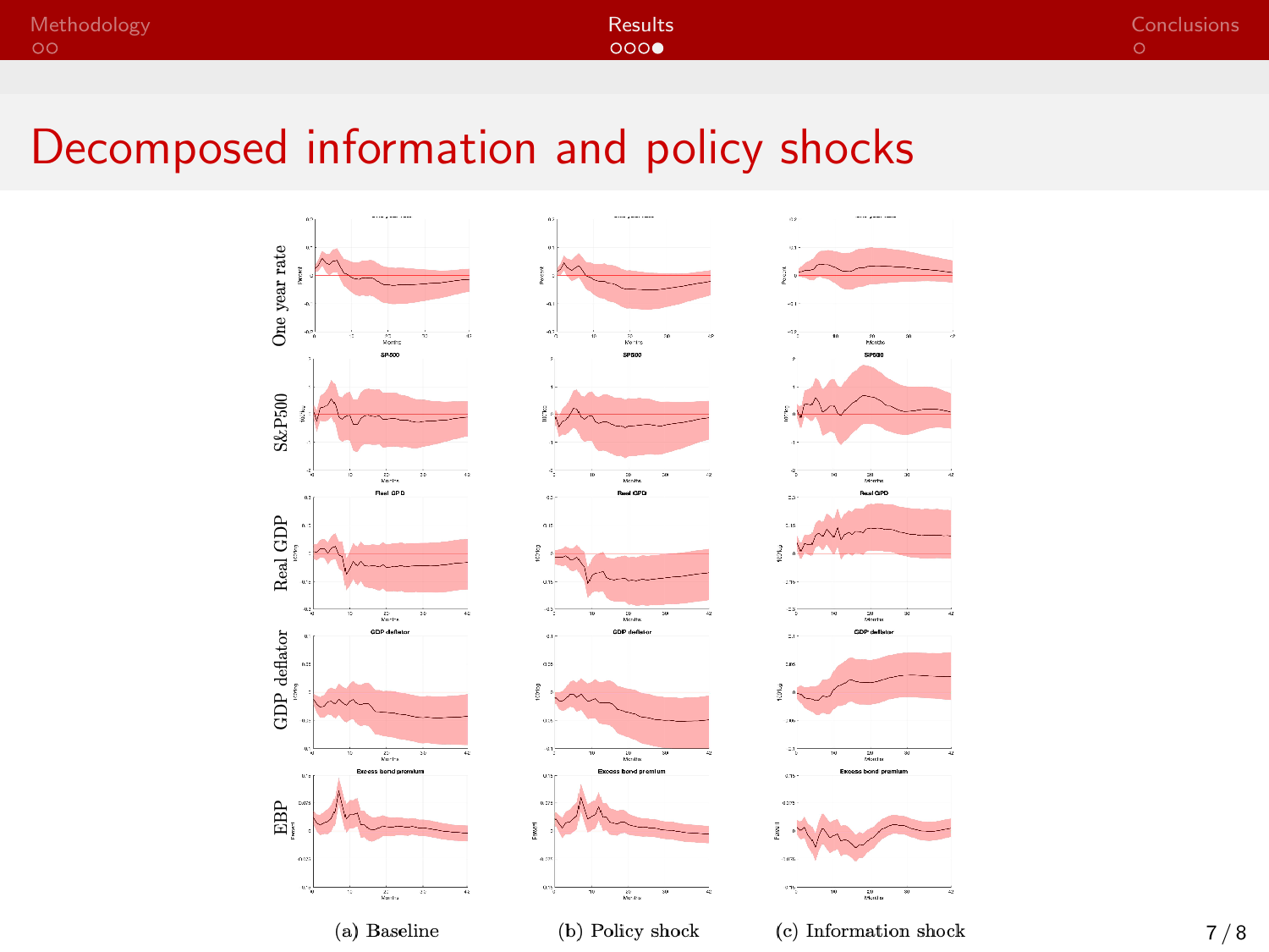# Decomposed information and policy shocks

One year rate

S&P500

Real GDP

GDP deflator

EBP

(a) Baseline

(b) Policy shock

(c) Information shock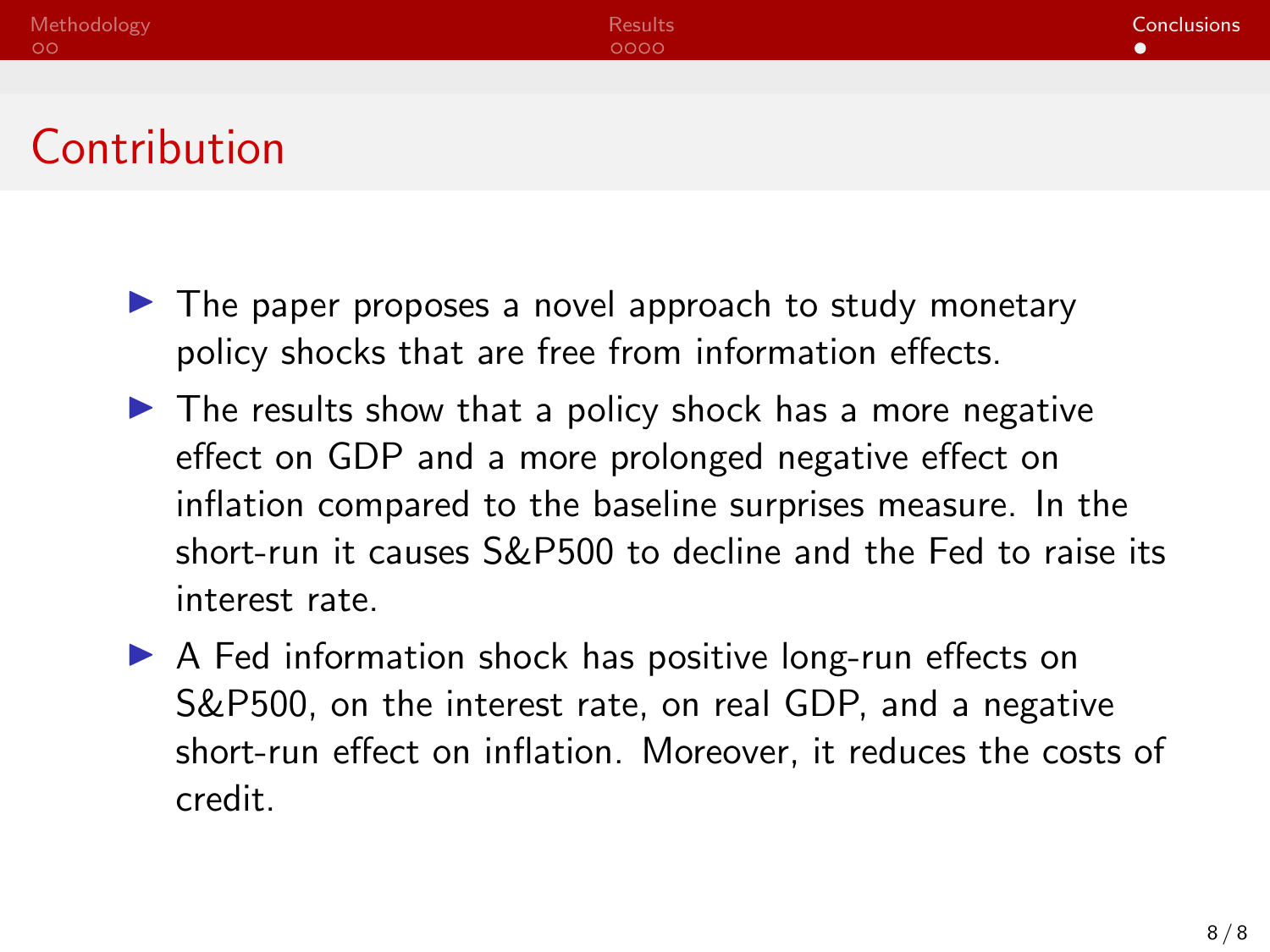# Contribution

- The paper proposes a novel approach to study monetary policy shocks that are free from information effects.
- The results show that a policy shock has a more negative effect on GDP and a more prolonged negative effect on inflation compared to the baseline surprises measure. In the short-run it causes S&P500 to decline and the Fed to raise its interest rate.
- A Fed information shock has positive long-run effects on S&P500, on the interest rate, on real GDP, and a negative short-run effect on inflation. Moreover, it reduces the costs of credit.